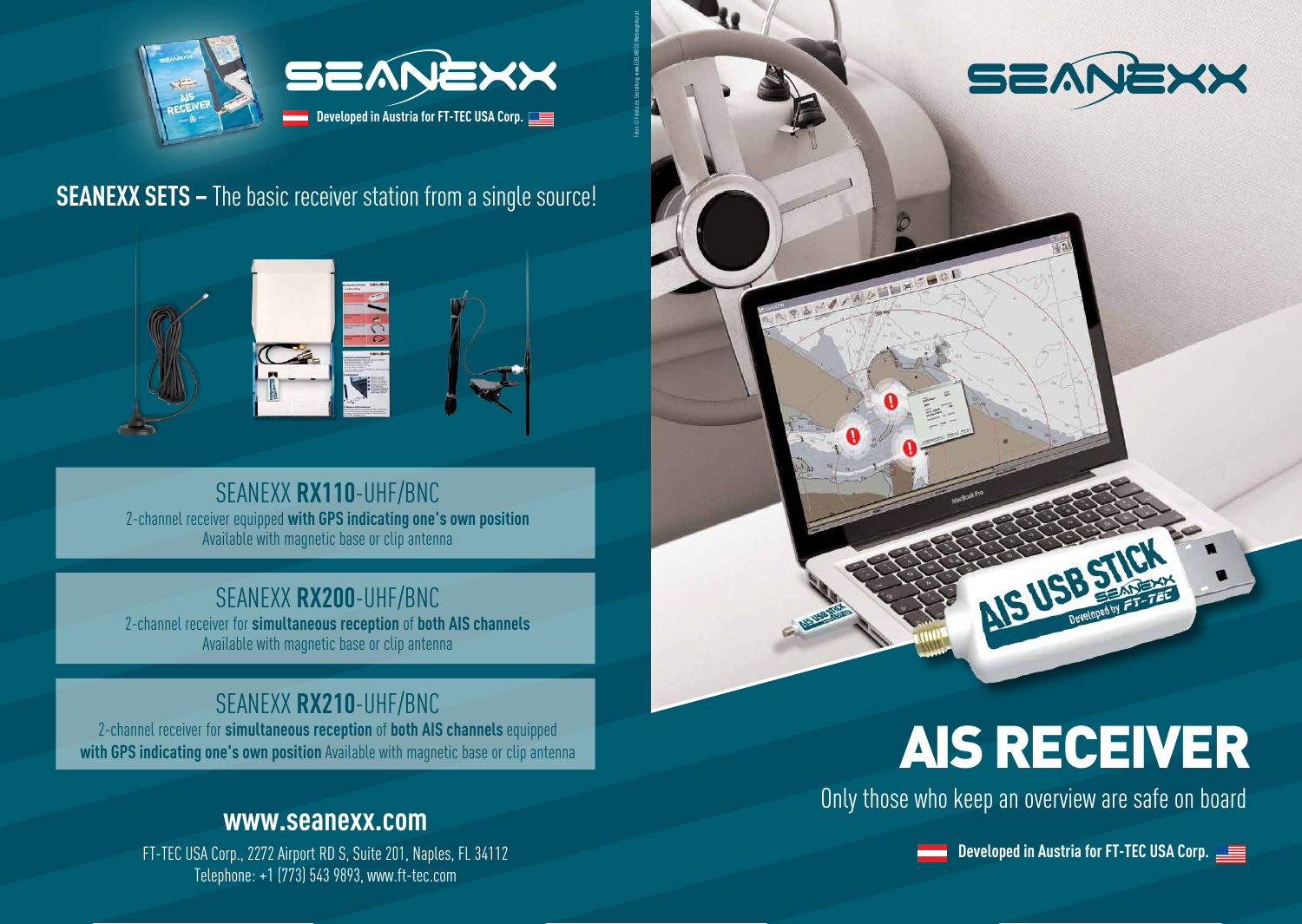# SEANEXX

Developed in Austria for FT-TEC USA Corp.

## SEANEXX SETS – The basic receiver station from a single source!

### SEANEXX **RX110**-UHF/BNC

2-channel receiver equipped **with GPS indicating one's own position**
Available with magnetic base or clip antenna

### SEANEXX **RX200**-UHF/BNC

2-channel receiver for **simultaneous reception** of **both AIS channels**
Available with magnetic base or clip antenna

### SEANEXX **RX210**-UHF/BNC

2-channel receiver for **simultaneous reception** of **both AIS channels** equipped **with GPS indicating one's own position** Available with magnetic base or clip antenna

**www.seanexx.com**

FT-TEC USA Corp., 2272 Airport RD S, Suite 201, Naples, FL 34112
Telephone: +1 (773) 543 9893, www.ft-tec.com

# SEANEXX

# AIS RECEIVER

Only those who keep an overview are safe on board

Developed in Austria for FT-TEC USA Corp.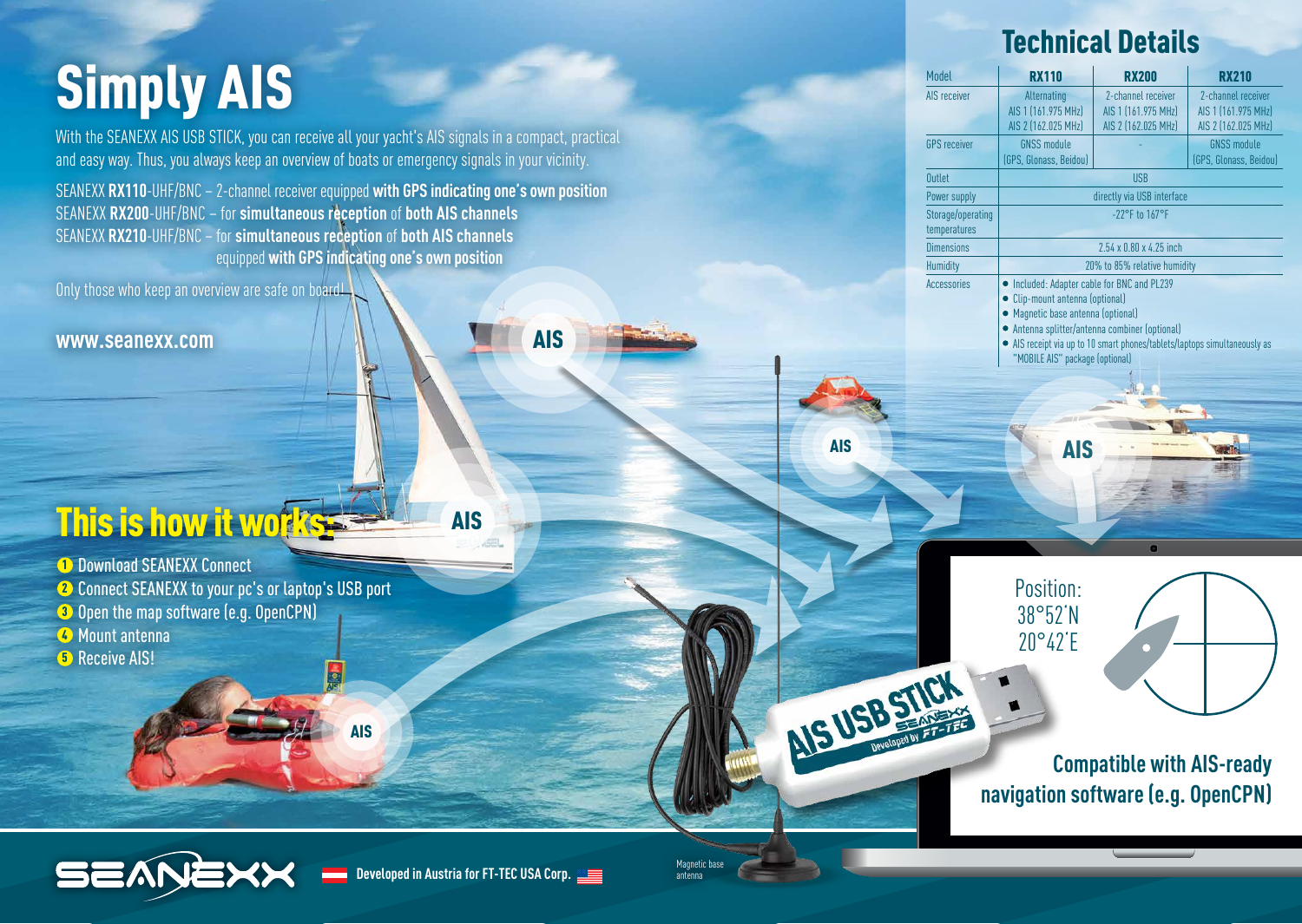# Simply AIS

With the SEANEXX AIS USB STICK, you can receive all your yacht's AIS signals in a compact, practical and easy way. Thus, you always keep an overview of boats or emergency signals in your vicinity.

SEANEXX **RX110**-UHF/BNC – 2-channel receiver equipped **with GPS indicating one's own position**
SEANEXX **RX200**-UHF/BNC – for **simultaneous reception** of **both AIS channels**
SEANEXX **RX210**-UHF/BNC – for **simultaneous reception** of **both AIS channels** equipped **with GPS indicating one's own position**

Only those who keep an overview are safe on board!

**www.seanexx.com**

## This is how it works:

1. Download SEANEXX Connect
2. Connect SEANEXX to your pc's or laptop's USB port
3. Open the map software (e.g. OpenCPN)
4. Mount antenna
5. Receive AIS!

## Technical Details

| Model | RX110 | RX200 | RX210 |
|---|---|---|---|
| AIS receiver | Alternating AIS 1 (161.975 MHz) AIS 2 (162.025 MHz) | 2-channel receiver AIS 1 (161.975 MHz) AIS 2 (162.025 MHz) | 2-channel receiver AIS 1 (161.975 MHz) AIS 2 (162.025 MHz) |
| GPS receiver | GNSS module (GPS, Glonass, Beidou) | - | GNSS module (GPS, Glonass, Beidou) |
| Outlet | USB | | |
| Power supply | directly via USB interface | | |
| Storage/operating temperatures | -22°F to 167°F | | |
| Dimensions | 2.54 x 0.80 x 4.25 inch | | |
| Humidity | 20% to 85% relative humidity | | |
| Accessories | • Included: Adapter cable for BNC and PL239 • Clip-mount antenna (optional) • Magnetic base antenna (optional) • Antenna splitter/antenna combiner (optional) • AIS receipt via up to 10 smart phones/tablets/laptops simultaneously as "MOBILE AIS" package (optional) | | |

Position:
38°52'N
20°42'E

**Compatible with AIS-ready navigation software (e.g. OpenCPN)**

Magnetic base antenna

**Developed in Austria for FT-TEC USA Corp.**